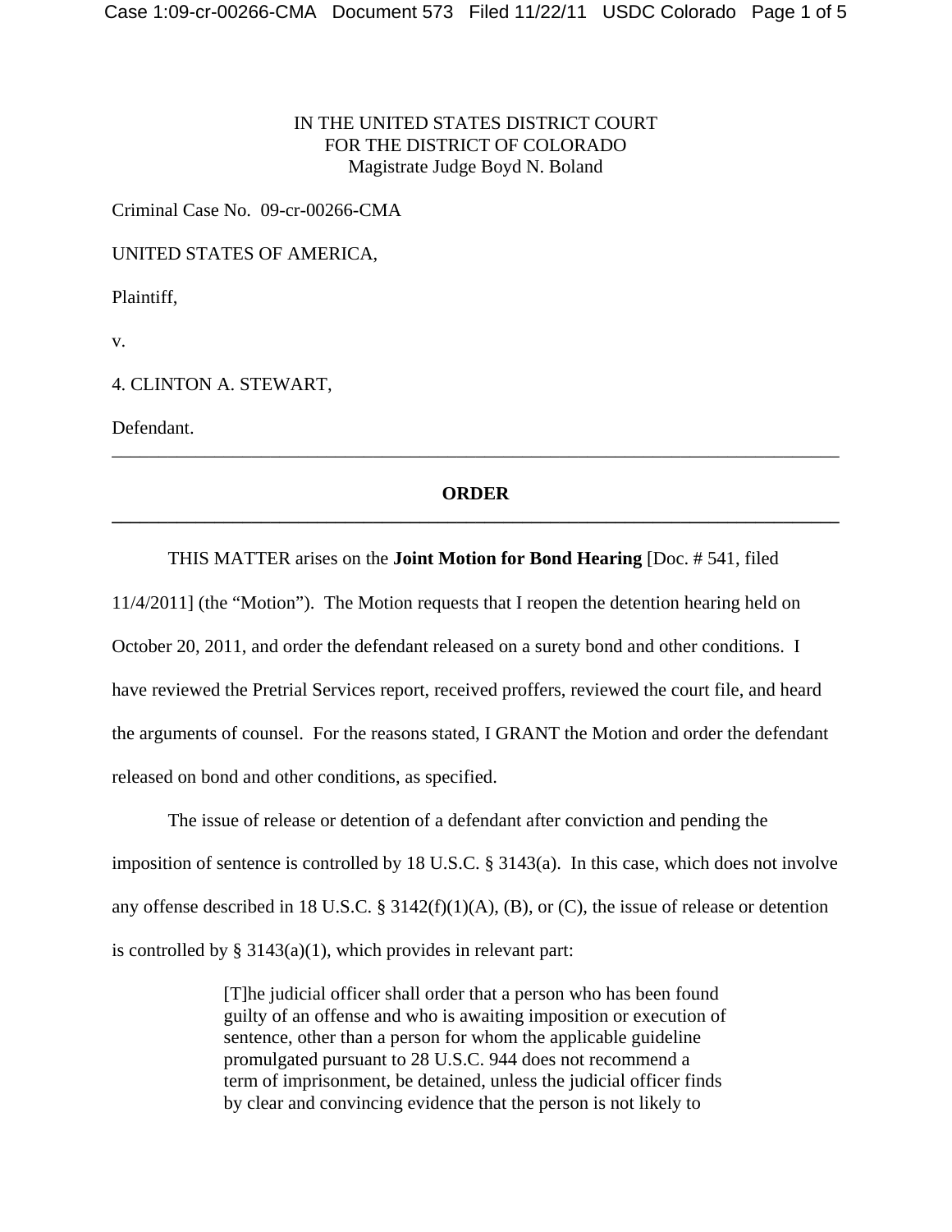IN THE UNITED STATES DISTRICT COURT
FOR THE DISTRICT OF COLORADO
Magistrate Judge Boyd N. Boland

Criminal Case No. 09-cr-00266-CMA

UNITED STATES OF AMERICA,

Plaintiff,

v.

4. CLINTON A. STEWART,

Defendant.

---

## ORDER

---

THIS MATTER arises on the **Joint Motion for Bond Hearing** [Doc. # 541, filed 11/4/2011] (the "Motion"). The Motion requests that I reopen the detention hearing held on October 20, 2011, and order the defendant released on a surety bond and other conditions. I have reviewed the Pretrial Services report, received proffers, reviewed the court file, and heard the arguments of counsel. For the reasons stated, I GRANT the Motion and order the defendant released on bond and other conditions, as specified.

The issue of release or detention of a defendant after conviction and pending the imposition of sentence is controlled by 18 U.S.C. § 3143(a). In this case, which does not involve any offense described in 18 U.S.C. § 3142(f)(1)(A), (B), or (C), the issue of release or detention is controlled by § 3143(a)(1), which provides in relevant part:

> [T]he judicial officer shall order that a person who has been found guilty of an offense and who is awaiting imposition or execution of sentence, other than a person for whom the applicable guideline promulgated pursuant to 28 U.S.C. 944 does not recommend a term of imprisonment, be detained, unless the judicial officer finds by clear and convincing evidence that the person is not likely to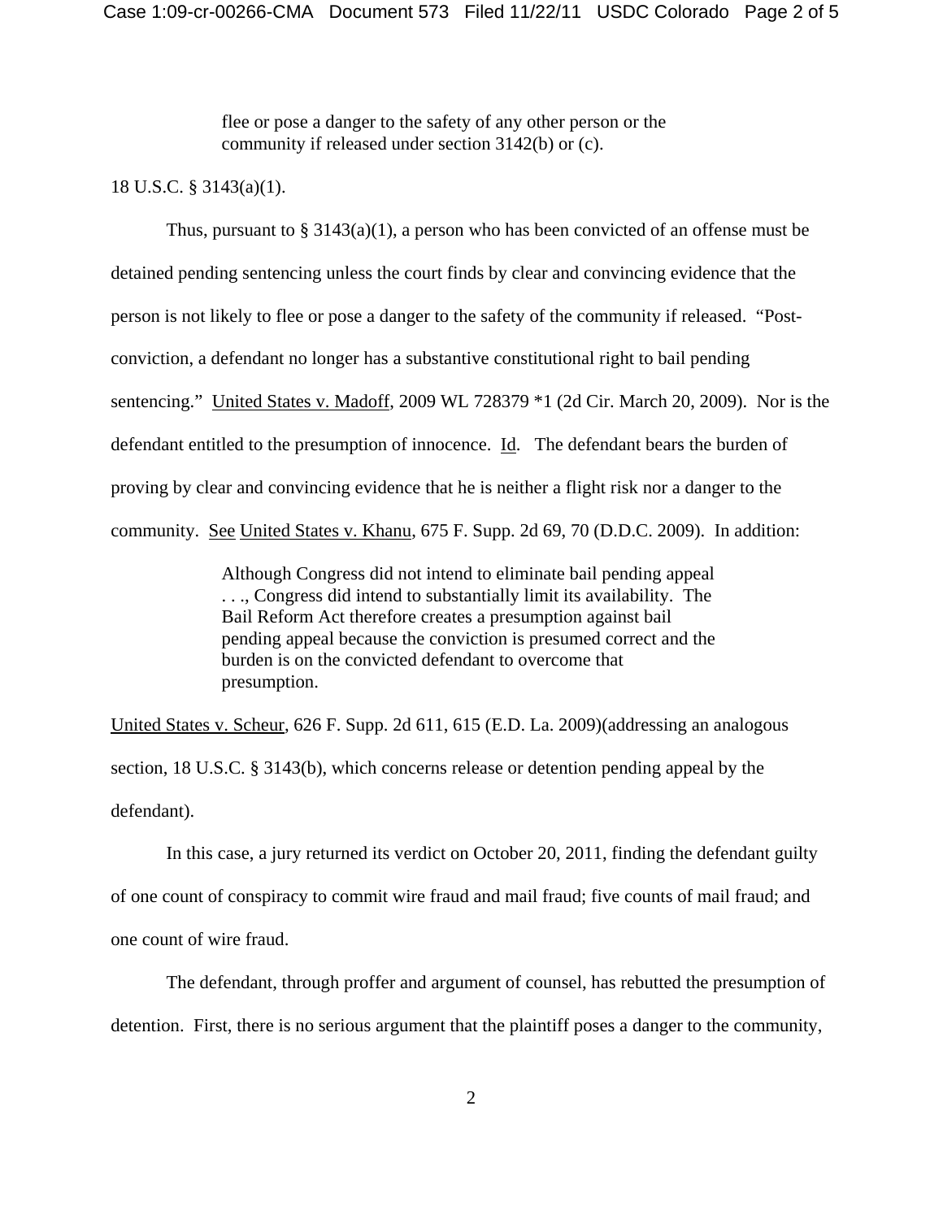> flee or pose a danger to the safety of any other person or the community if released under section 3142(b) or (c).

18 U.S.C. § 3143(a)(1).

Thus, pursuant to § 3143(a)(1), a person who has been convicted of an offense must be detained pending sentencing unless the court finds by clear and convincing evidence that the person is not likely to flee or pose a danger to the safety of the community if released. "Post-conviction, a defendant no longer has a substantive constitutional right to bail pending sentencing." United States v. Madoff, 2009 WL 728379 *1 (2d Cir. March 20, 2009). Nor is the defendant entitled to the presumption of innocence. Id. The defendant bears the burden of proving by clear and convincing evidence that he is neither a flight risk nor a danger to the community. See United States v. Khanu, 675 F. Supp. 2d 69, 70 (D.D.C. 2009). In addition:

> Although Congress did not intend to eliminate bail pending appeal . . ., Congress did intend to substantially limit its availability. The Bail Reform Act therefore creates a presumption against bail pending appeal because the conviction is presumed correct and the burden is on the convicted defendant to overcome that presumption.

United States v. Scheur, 626 F. Supp. 2d 611, 615 (E.D. La. 2009)(addressing an analogous section, 18 U.S.C. § 3143(b), which concerns release or detention pending appeal by the defendant).

In this case, a jury returned its verdict on October 20, 2011, finding the defendant guilty of one count of conspiracy to commit wire fraud and mail fraud; five counts of mail fraud; and one count of wire fraud.

The defendant, through proffer and argument of counsel, has rebutted the presumption of detention. First, there is no serious argument that the plaintiff poses a danger to the community,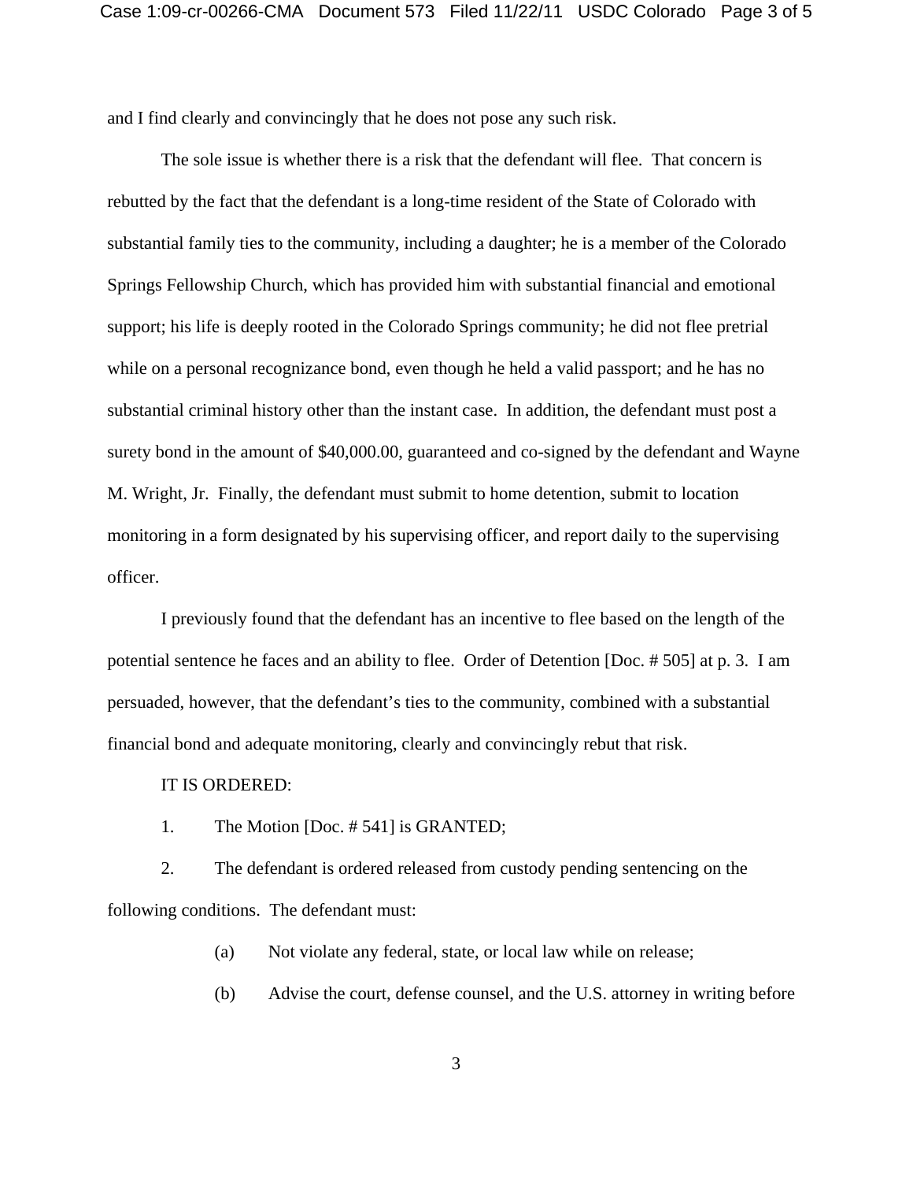and I find clearly and convincingly that he does not pose any such risk.

The sole issue is whether there is a risk that the defendant will flee. That concern is rebutted by the fact that the defendant is a long-time resident of the State of Colorado with substantial family ties to the community, including a daughter; he is a member of the Colorado Springs Fellowship Church, which has provided him with substantial financial and emotional support; his life is deeply rooted in the Colorado Springs community; he did not flee pretrial while on a personal recognizance bond, even though he held a valid passport; and he has no substantial criminal history other than the instant case. In addition, the defendant must post a surety bond in the amount of $40,000.00, guaranteed and co-signed by the defendant and Wayne M. Wright, Jr. Finally, the defendant must submit to home detention, submit to location monitoring in a form designated by his supervising officer, and report daily to the supervising officer.

I previously found that the defendant has an incentive to flee based on the length of the potential sentence he faces and an ability to flee. Order of Detention [Doc. # 505] at p. 3. I am persuaded, however, that the defendant's ties to the community, combined with a substantial financial bond and adequate monitoring, clearly and convincingly rebut that risk.

IT IS ORDERED:

1. The Motion [Doc. # 541] is GRANTED;

2. The defendant is ordered released from custody pending sentencing on the following conditions. The defendant must:

   (a) Not violate any federal, state, or local law while on release;

   (b) Advise the court, defense counsel, and the U.S. attorney in writing before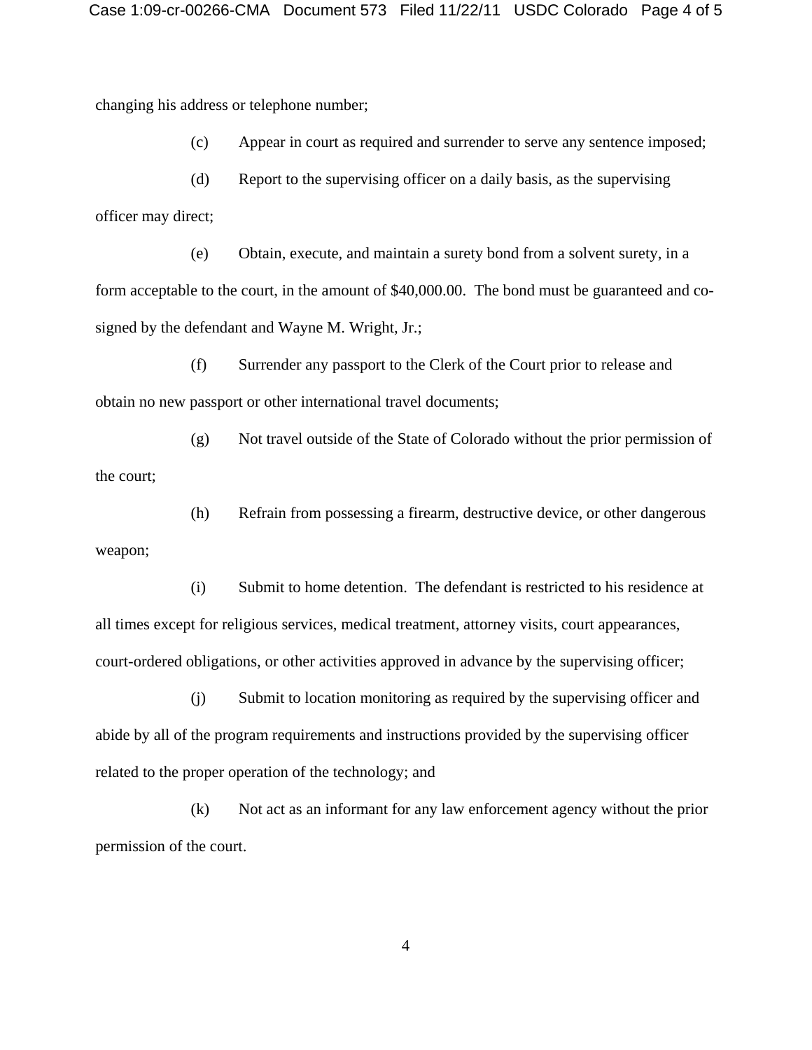changing his address or telephone number;

(c) Appear in court as required and surrender to serve any sentence imposed;

(d) Report to the supervising officer on a daily basis, as the supervising officer may direct;

(e) Obtain, execute, and maintain a surety bond from a solvent surety, in a form acceptable to the court, in the amount of $40,000.00. The bond must be guaranteed and co-signed by the defendant and Wayne M. Wright, Jr.;

(f) Surrender any passport to the Clerk of the Court prior to release and obtain no new passport or other international travel documents;

(g) Not travel outside of the State of Colorado without the prior permission of the court;

(h) Refrain from possessing a firearm, destructive device, or other dangerous weapon;

(i) Submit to home detention. The defendant is restricted to his residence at all times except for religious services, medical treatment, attorney visits, court appearances, court-ordered obligations, or other activities approved in advance by the supervising officer;

(j) Submit to location monitoring as required by the supervising officer and abide by all of the program requirements and instructions provided by the supervising officer related to the proper operation of the technology; and

(k) Not act as an informant for any law enforcement agency without the prior permission of the court.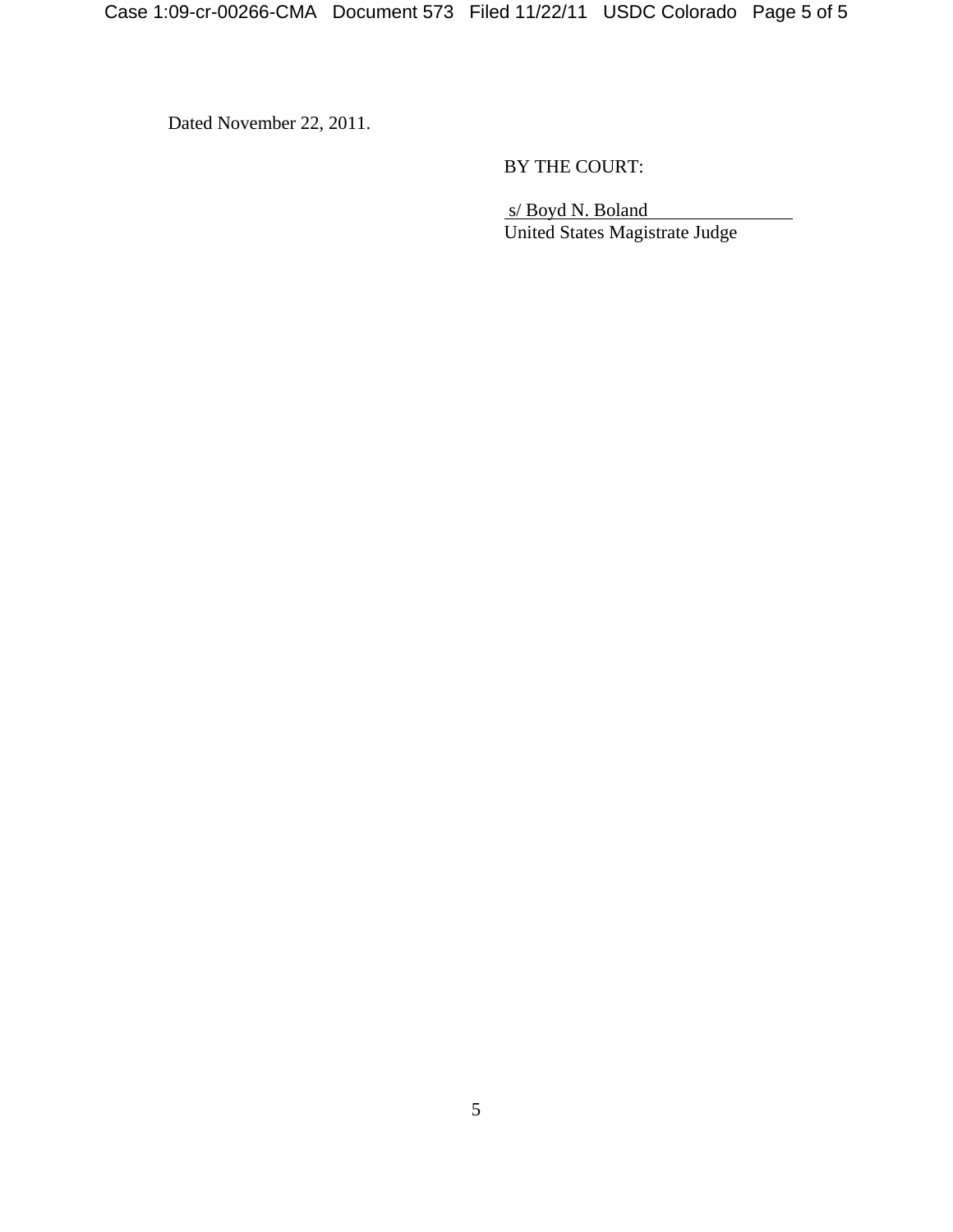Dated November 22, 2011.

BY THE COURT:

s/ Boyd N. Boland
United States Magistrate Judge